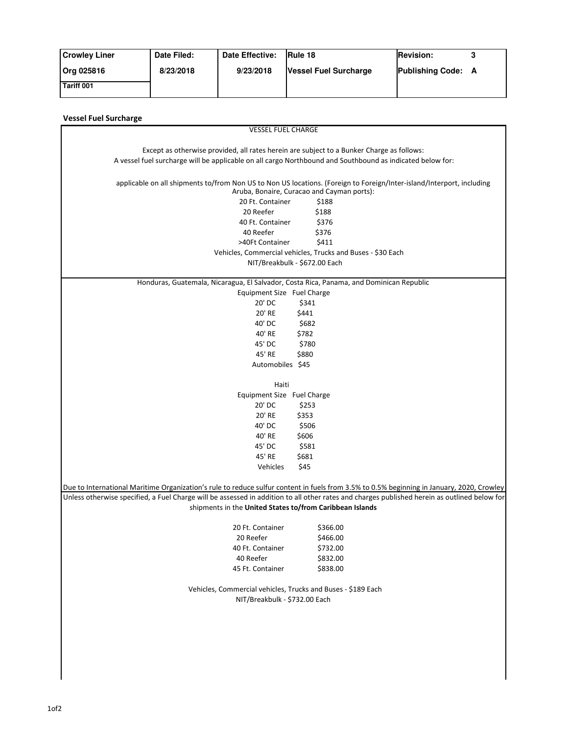| Crowley Liner | Date Filed: | Date Effective: | Rule 18 | Revision: 3 |
|---|---|---|---|---|
| Org 025816 | 8/23/2018 | 9/23/2018 | Vessel Fuel Surcharge | Publishing Code: A |
| Tariff 001 | | | | |

## Vessel Fuel Surcharge

VESSEL FUEL CHARGE

Except as otherwise provided, all rates herein are subject to a Bunker Charge as follows:
A vessel fuel surcharge will be applicable on all cargo Northbound and Southbound as indicated below for:

applicable on all shipments to/from Non US to Non US locations. (Foreign to Foreign/Inter-island/Interport, including Aruba, Bonaire, Curacao and Cayman ports):

| Equipment | Charge |
|---|---|
| 20 Ft. Container | $188 |
| 20 Reefer | $188 |
| 40 Ft. Container | $376 |
| 40 Reefer | $376 |
| >40Ft Container | $411 |

Vehicles, Commercial vehicles, Trucks and Buses - $30 Each
NIT/Breakbulk - $672.00 Each

Honduras, Guatemala, Nicaragua, El Salvador, Costa Rica, Panama, and Dominican Republic

| Equipment Size | Fuel Charge |
|---|---|
| 20' DC | $341 |
| 20' RE | $441 |
| 40' DC | $682 |
| 40' RE | $782 |
| 45' DC | $780 |
| 45' RE | $880 |
| Automobiles | $45 |

Haiti

| Equipment Size | Fuel Charge |
|---|---|
| 20' DC | $253 |
| 20' RE | $353 |
| 40' DC | $506 |
| 40' RE | $606 |
| 45' DC | $581 |
| 45' RE | $681 |
| Vehicles | $45 |

Due to International Maritime Organization's rule to reduce sulfur content in fuels from 3.5% to 0.5% beginning in January, 2020, Crowley

Unless otherwise specified, a Fuel Charge will be assessed in addition to all other rates and charges published herein as outlined below for shipments in the **United States to/from Caribbean Islands**

| Equipment | Charge |
|---|---|
| 20 Ft. Container | $366.00 |
| 20 Reefer | $466.00 |
| 40 Ft. Container | $732.00 |
| 40 Reefer | $832.00 |
| 45 Ft. Container | $838.00 |

Vehicles, Commercial vehicles, Trucks and Buses - $189 Each
NIT/Breakbulk - $732.00 Each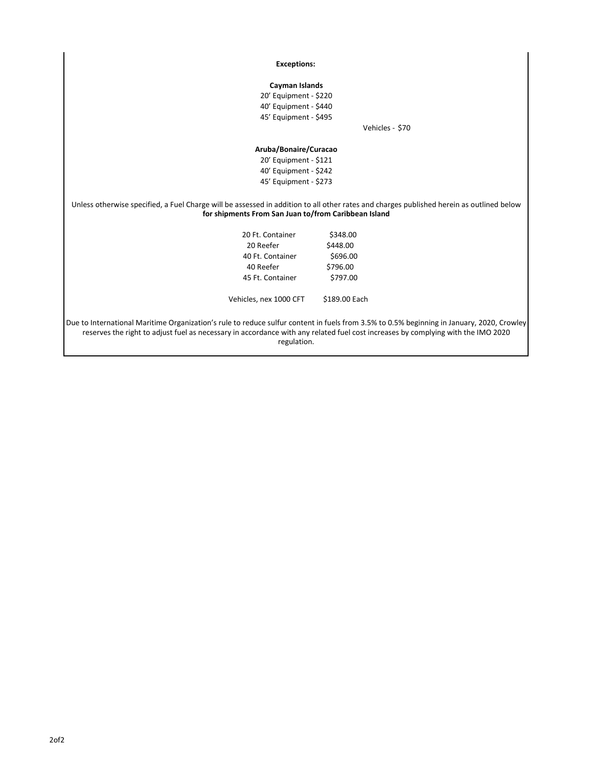**Exceptions:**

**Cayman Islands**

20’ Equipment - $220

40’ Equipment - $440

45’ Equipment - $495

Vehicles - $70

**Aruba/Bonaire/Curacao**

20’ Equipment - $121

40’ Equipment - $242

45’ Equipment - $273

Unless otherwise specified, a Fuel Charge will be assessed in addition to all other rates and charges published herein as outlined below **for shipments From San Juan to/from Caribbean Island**

| | |
|---|---|
| 20 Ft. Container | $348.00 |
| 20 Reefer | $448.00 |
| 40 Ft. Container | $696.00 |
| 40 Reefer | $796.00 |
| 45 Ft. Container | $797.00 |
| Vehicles, nex 1000 CFT | $189.00 Each |

Due to International Maritime Organization’s rule to reduce sulfur content in fuels from 3.5% to 0.5% beginning in January, 2020, Crowley reserves the right to adjust fuel as necessary in accordance with any related fuel cost increases by complying with the IMO 2020 regulation.